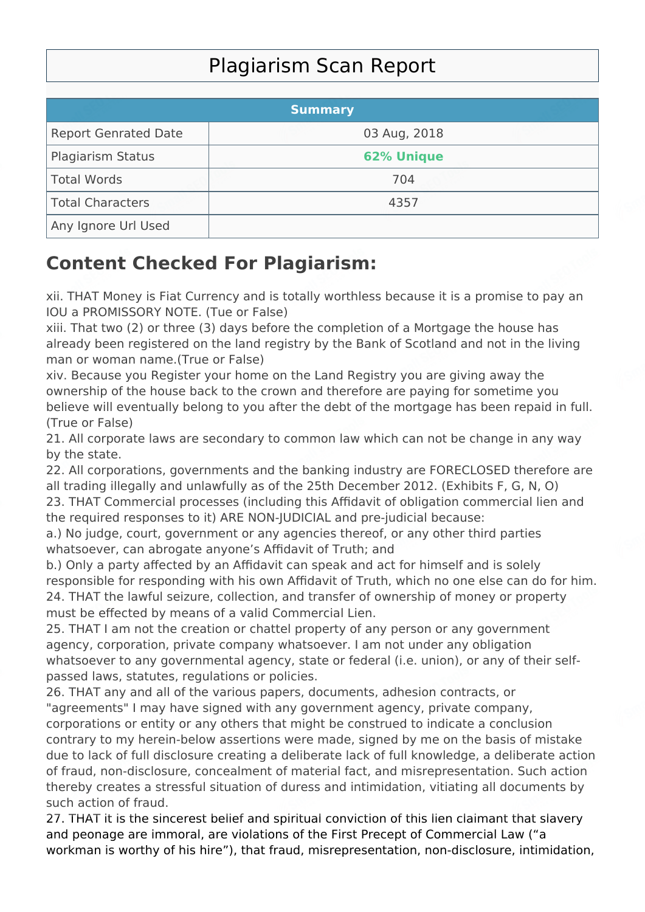# Plagiarism Scan Report

| Summary | |
|---|---|
| Report Genrated Date | 03 Aug, 2018 |
| Plagiarism Status | **62% Unique** |
| Total Words | 704 |
| Total Characters | 4357 |
| Any Ignore Url Used | |

## Content Checked For Plagiarism:

xii. THAT Money is Fiat Currency and is totally worthless because it is a promise to pay an IOU a PROMISSORY NOTE. (Tue or False)
xiii. That two (2) or three (3) days before the completion of a Mortgage the house has already been registered on the land registry by the Bank of Scotland and not in the living man or woman name.(True or False)
xiv. Because you Register your home on the Land Registry you are giving away the ownership of the house back to the crown and therefore are paying for sometime you believe will eventually belong to you after the debt of the mortgage has been repaid in full. (True or False)
21. All corporate laws are secondary to common law which can not be change in any way by the state.
22. All corporations, governments and the banking industry are FORECLOSED therefore are all trading illegally and unlawfully as of the 25th December 2012. (Exhibits F, G, N, O)
23. THAT Commercial processes (including this Affidavit of obligation commercial lien and the required responses to it) ARE NON-JUDICIAL and pre-judicial because:
a.) No judge, court, government or any agencies thereof, or any other third parties whatsoever, can abrogate anyone's Affidavit of Truth; and
b.) Only a party affected by an Affidavit can speak and act for himself and is solely responsible for responding with his own Affidavit of Truth, which no one else can do for him.
24. THAT the lawful seizure, collection, and transfer of ownership of money or property must be effected by means of a valid Commercial Lien.
25. THAT I am not the creation or chattel property of any person or any government agency, corporation, private company whatsoever. I am not under any obligation whatsoever to any governmental agency, state or federal (i.e. union), or any of their self-passed laws, statutes, regulations or policies.
26. THAT any and all of the various papers, documents, adhesion contracts, or "agreements" I may have signed with any government agency, private company, corporations or entity or any others that might be construed to indicate a conclusion contrary to my herein-below assertions were made, signed by me on the basis of mistake due to lack of full disclosure creating a deliberate lack of full knowledge, a deliberate action of fraud, non-disclosure, concealment of material fact, and misrepresentation. Such action thereby creates a stressful situation of duress and intimidation, vitiating all documents by such action of fraud.
27. THAT it is the sincerest belief and spiritual conviction of this lien claimant that slavery and peonage are immoral, are violations of the First Precept of Commercial Law ("a workman is worthy of his hire"), that fraud, misrepresentation, non-disclosure, intimidation,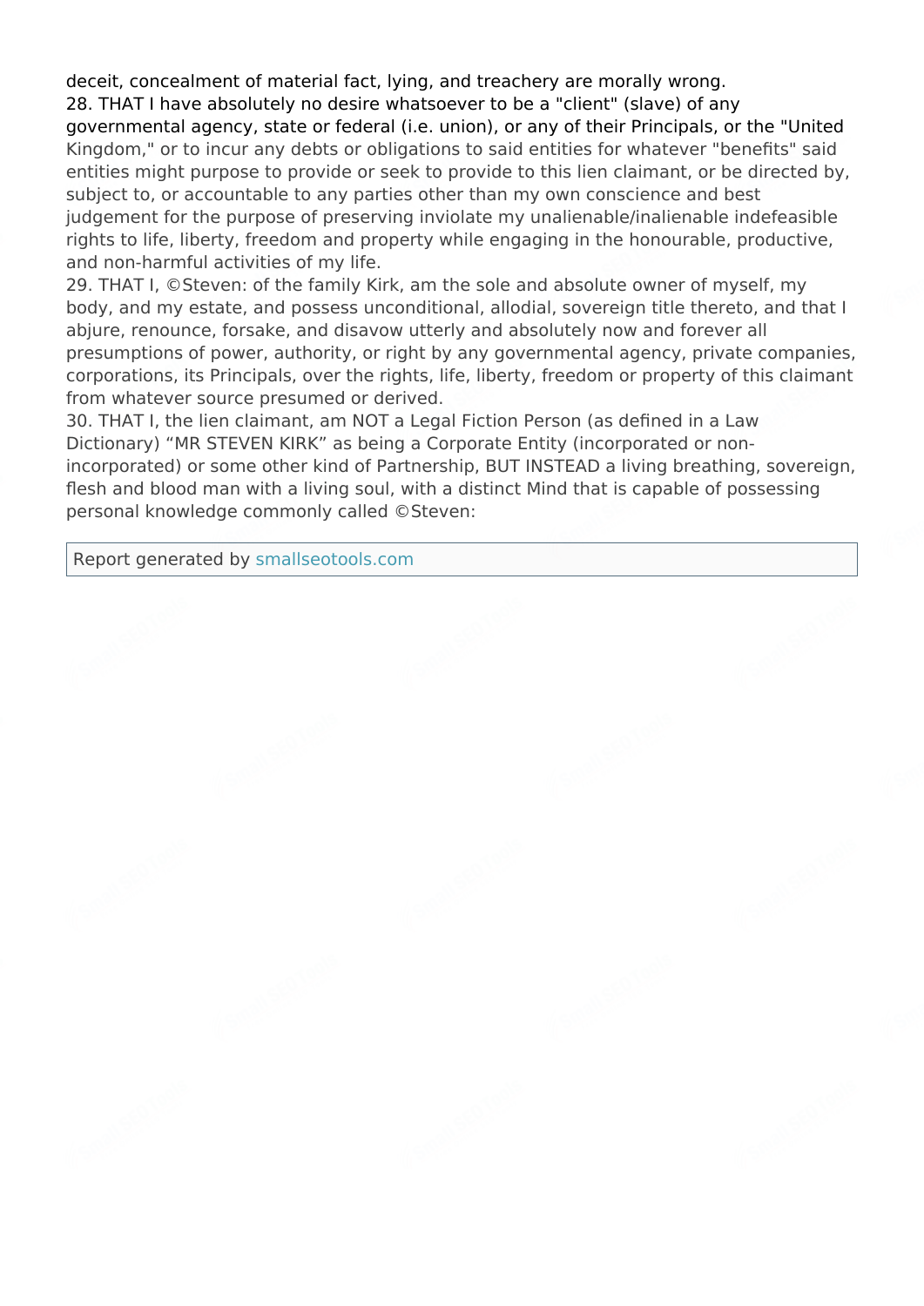deceit, concealment of material fact, lying, and treachery are morally wrong.

28. THAT I have absolutely no desire whatsoever to be a "client" (slave) of any governmental agency, state or federal (i.e. union), or any of their Principals, or the "United Kingdom," or to incur any debts or obligations to said entities for whatever "benefits" said entities might purpose to provide or seek to provide to this lien claimant, or be directed by, subject to, or accountable to any parties other than my own conscience and best judgement for the purpose of preserving inviolate my unalienable/inalienable indefeasible rights to life, liberty, freedom and property while engaging in the honourable, productive, and non-harmful activities of my life.

29. THAT I, ©Steven: of the family Kirk, am the sole and absolute owner of myself, my body, and my estate, and possess unconditional, allodial, sovereign title thereto, and that I abjure, renounce, forsake, and disavow utterly and absolutely now and forever all presumptions of power, authority, or right by any governmental agency, private companies, corporations, its Principals, over the rights, life, liberty, freedom or property of this claimant from whatever source presumed or derived.

30. THAT I, the lien claimant, am NOT a Legal Fiction Person (as defined in a Law Dictionary) "MR STEVEN KIRK" as being a Corporate Entity (incorporated or non-incorporated) or some other kind of Partnership, BUT INSTEAD a living breathing, sovereign, flesh and blood man with a living soul, with a distinct Mind that is capable of possessing personal knowledge commonly called ©Steven:

Report generated by smallseotools.com